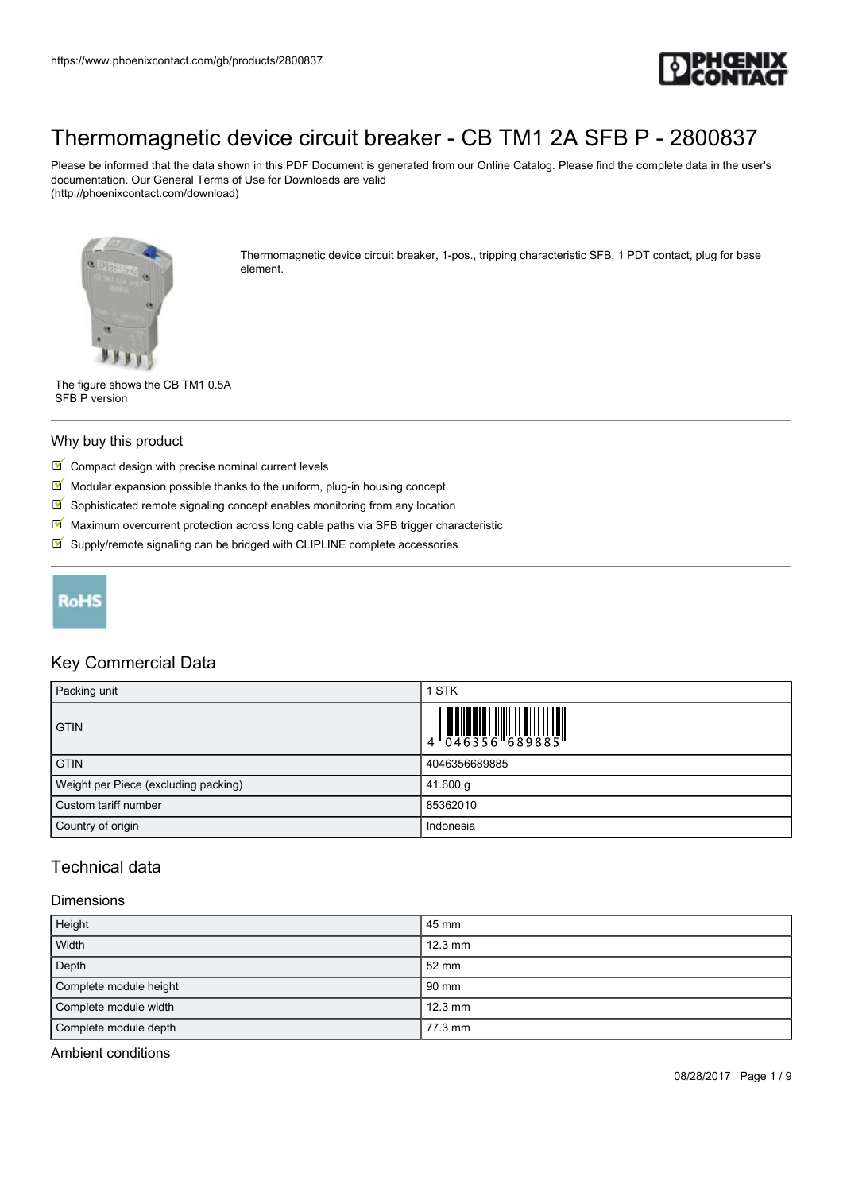# Thermomagnetic device circuit breaker - CB TM1 2A SFB P - 2800837

Please be informed that the data shown in this PDF Document is generated from our Online Catalog. Please find the complete data in the user's documentation. Our General Terms of Use for Downloads are valid (http://phoenixcontact.com/download)

Thermomagnetic device circuit breaker, 1-pos., tripping characteristic SFB, 1 PDT contact, plug for base element.

The figure shows the CB TM1 0.5A SFB P version

## Why buy this product

- Compact design with precise nominal current levels
- Modular expansion possible thanks to the uniform, plug-in housing concept
- Sophisticated remote signaling concept enables monitoring from any location
- Maximum overcurrent protection across long cable paths via SFB trigger characteristic
- Supply/remote signaling can be bridged with CLIPLINE complete accessories

RoHS

## Key Commercial Data

| Packing unit | 1 STK |
|---|---|
| GTIN | 4 046356 689885 |
| GTIN | 4046356689885 |
| Weight per Piece (excluding packing) | 41.600 g |
| Custom tariff number | 85362010 |
| Country of origin | Indonesia |

## Technical data

### Dimensions

| Height | 45 mm |
|---|---|
| Width | 12.3 mm |
| Depth | 52 mm |
| Complete module height | 90 mm |
| Complete module width | 12.3 mm |
| Complete module depth | 77.3 mm |

### Ambient conditions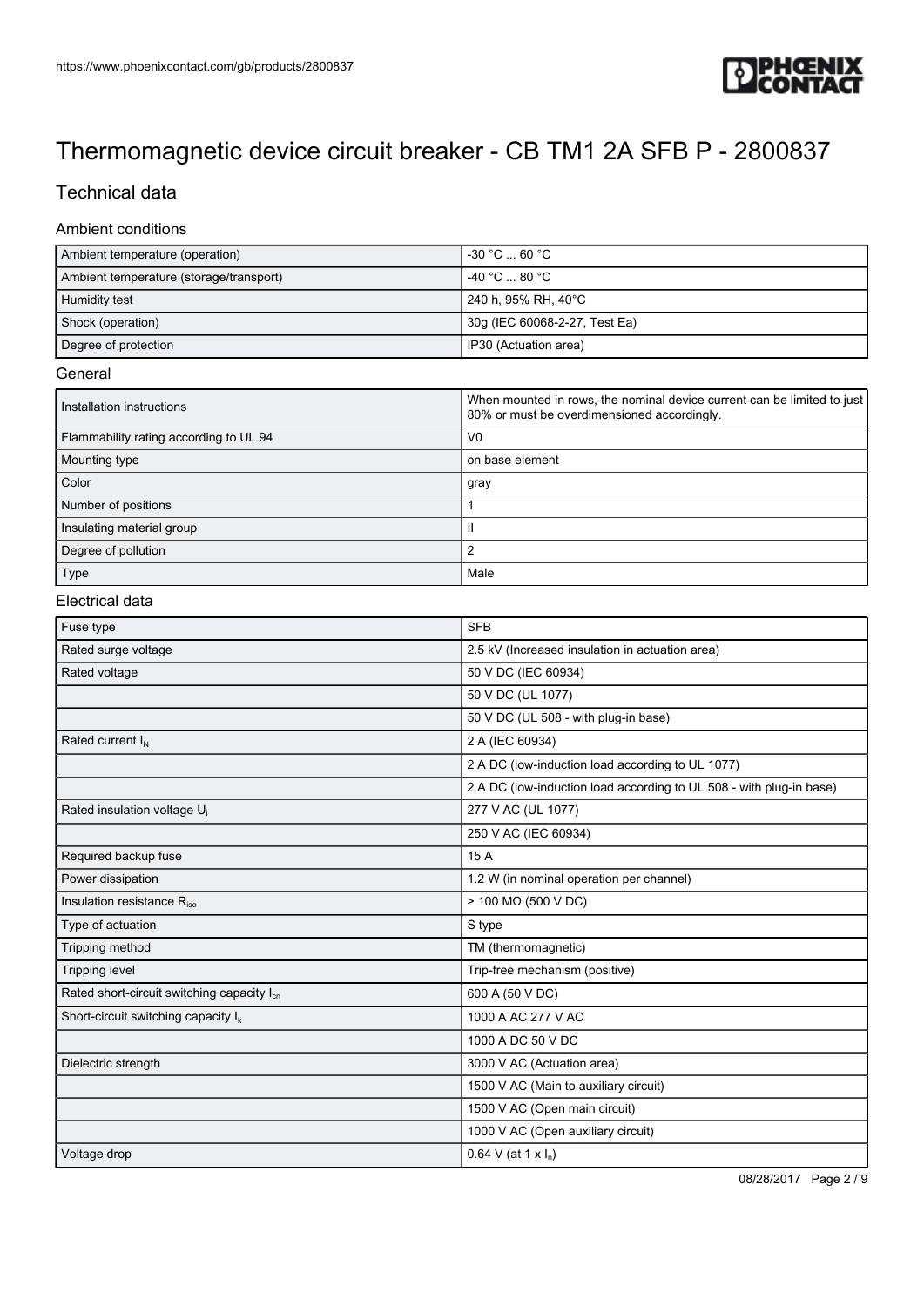# Thermomagnetic device circuit breaker - CB TM1 2A SFB P - 2800837

## Technical data

### Ambient conditions

| | |
|---|---|
| Ambient temperature (operation) | -30 °C ... 60 °C |
| Ambient temperature (storage/transport) | -40 °C ... 80 °C |
| Humidity test | 240 h, 95% RH, 40°C |
| Shock (operation) | 30g (IEC 60068-2-27, Test Ea) |
| Degree of protection | IP30 (Actuation area) |

### General

| | |
|---|---|
| Installation instructions | When mounted in rows, the nominal device current can be limited to just 80% or must be overdimensioned accordingly. |
| Flammability rating according to UL 94 | V0 |
| Mounting type | on base element |
| Color | gray |
| Number of positions | 1 |
| Insulating material group | II |
| Degree of pollution | 2 |
| Type | Male |

### Electrical data

| | |
|---|---|
| Fuse type | SFB |
| Rated surge voltage | 2.5 kV (Increased insulation in actuation area) |
| Rated voltage | 50 V DC (IEC 60934) |
| | 50 V DC (UL 1077) |
| | 50 V DC (UL 508 - with plug-in base) |
| Rated current $I_N$ | 2 A (IEC 60934) |
| | 2 A DC (low-induction load according to UL 1077) |
| | 2 A DC (low-induction load according to UL 508 - with plug-in base) |
| Rated insulation voltage $U_i$ | 277 V AC (UL 1077) |
| | 250 V AC (IEC 60934) |
| Required backup fuse | 15 A |
| Power dissipation | 1.2 W (in nominal operation per channel) |
| Insulation resistance $R_{iso}$ | > 100 MΩ (500 V DC) |
| Type of actuation | S type |
| Tripping method | TM (thermomagnetic) |
| Tripping level | Trip-free mechanism (positive) |
| Rated short-circuit switching capacity $I_{cn}$ | 600 A (50 V DC) |
| Short-circuit switching capacity $I_k$ | 1000 A AC 277 V AC |
| | 1000 A DC 50 V DC |
| Dielectric strength | 3000 V AC (Actuation area) |
| | 1500 V AC (Main to auxiliary circuit) |
| | 1500 V AC (Open main circuit) |
| | 1000 V AC (Open auxiliary circuit) |
| Voltage drop | 0.64 V (at 1 x $I_n$) |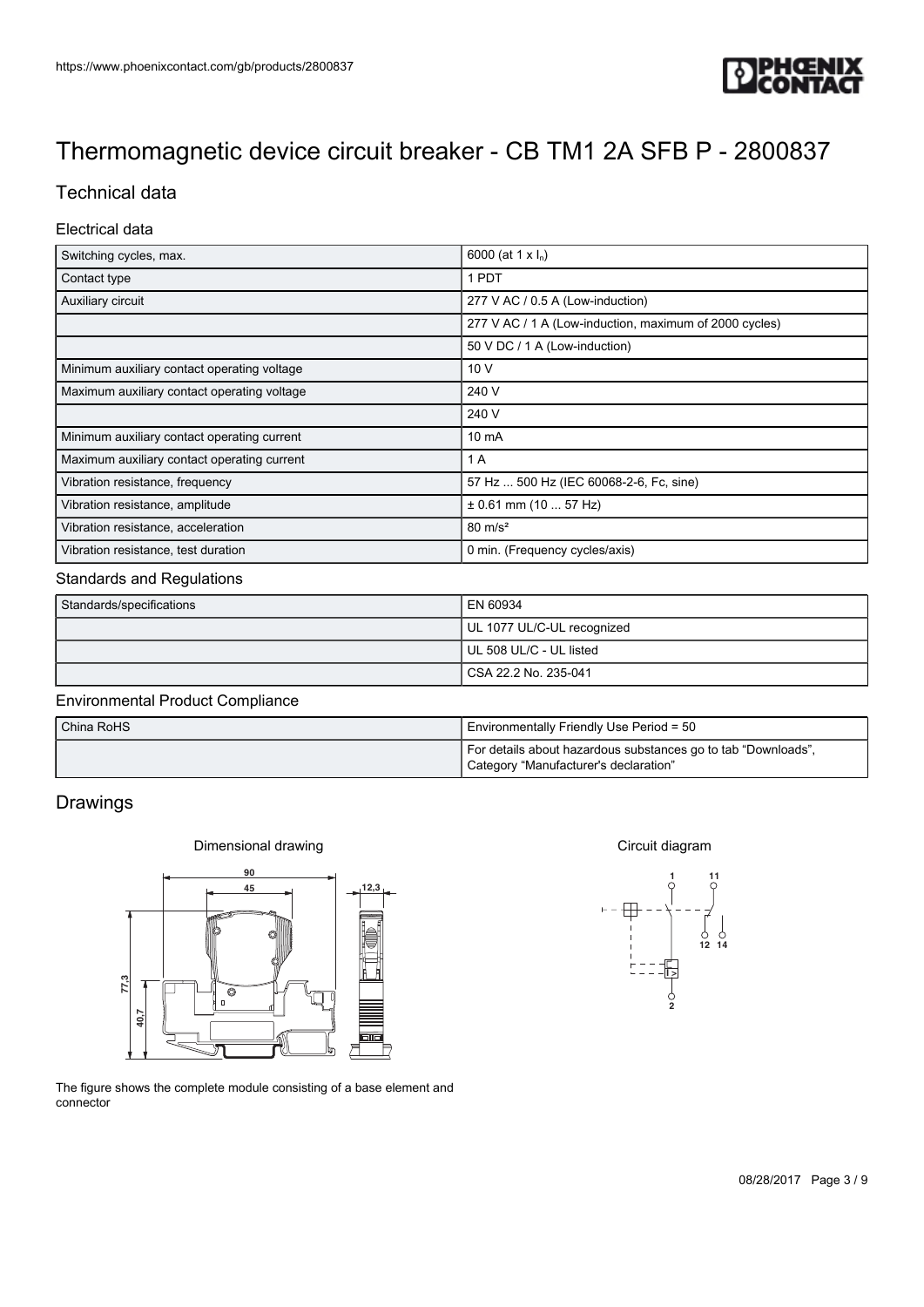# Thermomagnetic device circuit breaker - CB TM1 2A SFB P - 2800837

## Technical data

### Electrical data

| | |
|---|---|
| Switching cycles, max. | 6000 (at 1 x $I_n$) |
| Contact type | 1 PDT |
| Auxiliary circuit | 277 V AC / 0.5 A (Low-induction) |
| | 277 V AC / 1 A (Low-induction, maximum of 2000 cycles) |
| | 50 V DC / 1 A (Low-induction) |
| Minimum auxiliary contact operating voltage | 10 V |
| Maximum auxiliary contact operating voltage | 240 V |
| | 240 V |
| Minimum auxiliary contact operating current | 10 mA |
| Maximum auxiliary contact operating current | 1 A |
| Vibration resistance, frequency | 57 Hz ... 500 Hz (IEC 60068-2-6, Fc, sine) |
| Vibration resistance, amplitude | ± 0.61 mm (10 ... 57 Hz) |
| Vibration resistance, acceleration | 80 m/s² |
| Vibration resistance, test duration | 0 min. (Frequency cycles/axis) |

### Standards and Regulations

| | |
|---|---|
| Standards/specifications | EN 60934 |
| | UL 1077 UL/C-UL recognized |
| | UL 508 UL/C - UL listed |
| | CSA 22.2 No. 235-041 |

### Environmental Product Compliance

| | |
|---|---|
| China RoHS | Environmentally Friendly Use Period = 50 |
| | For details about hazardous substances go to tab “Downloads”, Category “Manufacturer's declaration” |

## Drawings

Dimensional drawing

The figure shows the complete module consisting of a base element and connector

Circuit diagram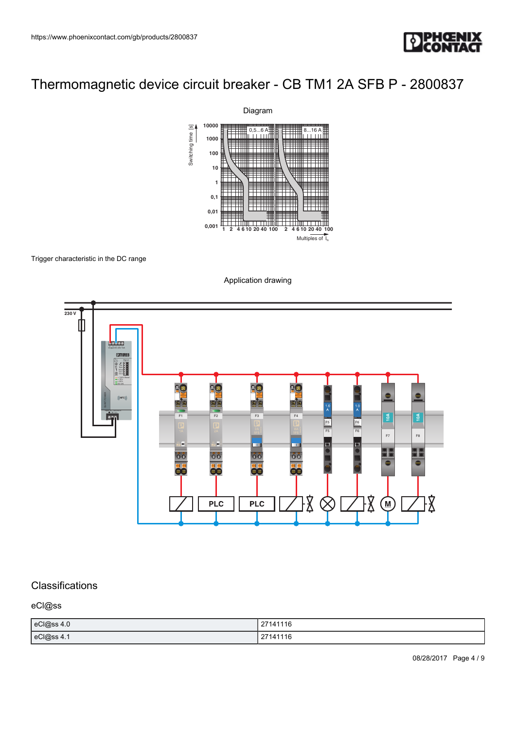# Thermomagnetic device circuit breaker - CB TM1 2A SFB P - 2800837

Diagram

Trigger characteristic in the DC range

Application drawing

## Classifications

### eCl@ss

| | |
|---|---|
| eCl@ss 4.0 | 27141116 |
| eCl@ss 4.1 | 27141116 |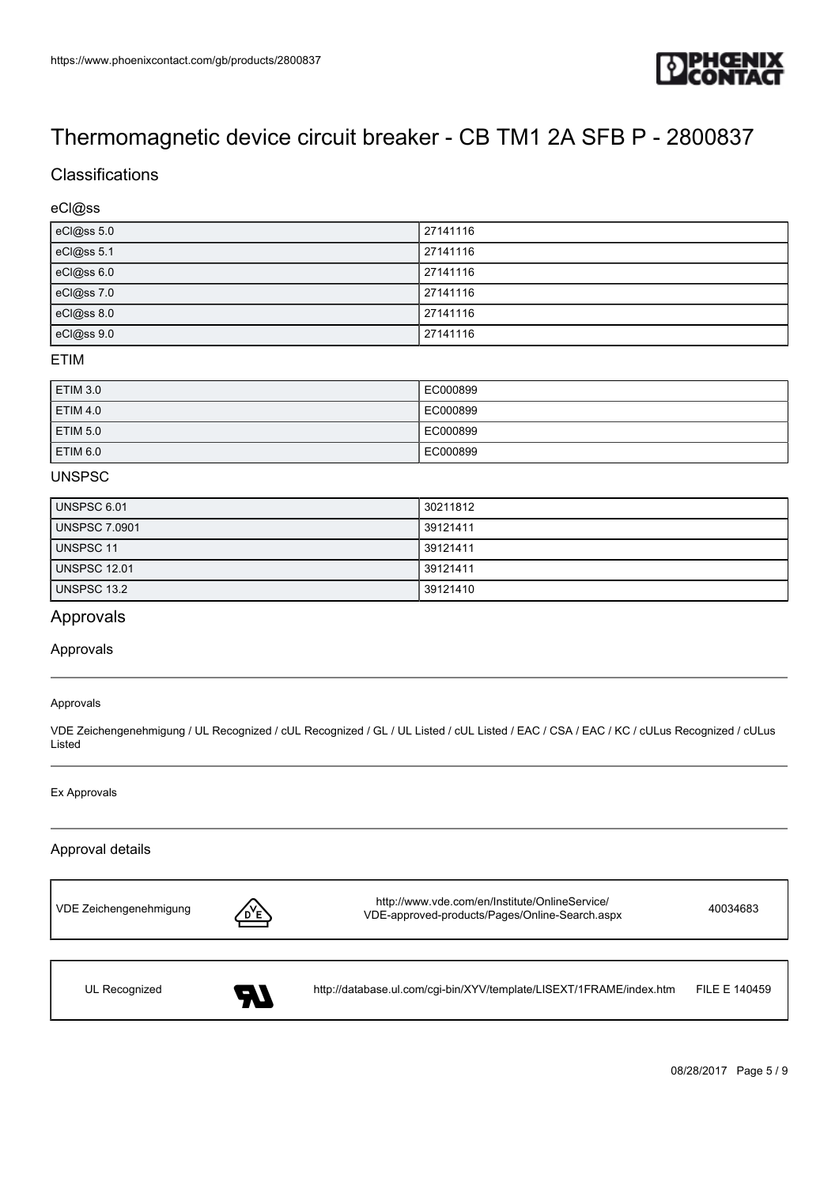# Thermomagnetic device circuit breaker - CB TM1 2A SFB P - 2800837

## Classifications

### eCl@ss

| | |
|---|---|
| eCl@ss 5.0 | 27141116 |
| eCl@ss 5.1 | 27141116 |
| eCl@ss 6.0 | 27141116 |
| eCl@ss 7.0 | 27141116 |
| eCl@ss 8.0 | 27141116 |
| eCl@ss 9.0 | 27141116 |

### ETIM

| | |
|---|---|
| ETIM 3.0 | EC000899 |
| ETIM 4.0 | EC000899 |
| ETIM 5.0 | EC000899 |
| ETIM 6.0 | EC000899 |

### UNSPSC

| | |
|---|---|
| UNSPSC 6.01 | 30211812 |
| UNSPSC 7.0901 | 39121411 |
| UNSPSC 11 | 39121411 |
| UNSPSC 12.01 | 39121411 |
| UNSPSC 13.2 | 39121410 |

## Approvals

### Approvals

Approvals

VDE Zeichengenehmigung / UL Recognized / cUL Recognized / GL / UL Listed / cUL Listed / EAC / CSA / EAC / KC / cULus Recognized / cULus Listed

Ex Approvals

### Approval details

| | | |
|---|---|---|
| VDE Zeichengenehmigung | http://www.vde.com/en/Institute/OnlineService/VDE-approved-products/Pages/Online-Search.aspx | 40034683 |

| | | |
|---|---|---|
| UL Recognized | http://database.ul.com/cgi-bin/XYV/template/LISEXT/1FRAME/index.htm | FILE E 140459 |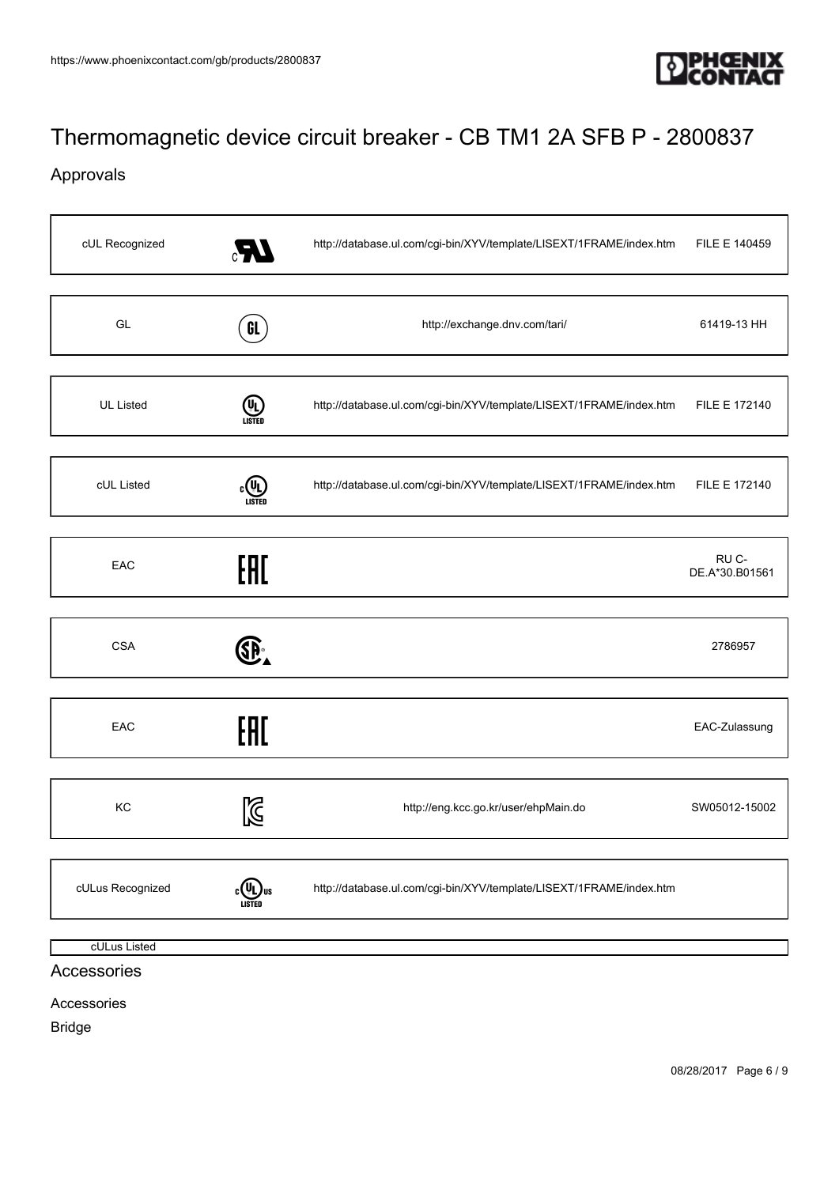# Thermomagnetic device circuit breaker - CB TM1 2A SFB P - 2800837

## Approvals

| Approval | Link | ID |
|---|---|---|
| cUL Recognized | http://database.ul.com/cgi-bin/XYV/template/LISEXT/1FRAME/index.htm | FILE E 140459 |
| GL | http://exchange.dnv.com/tari/ | 61419-13 HH |
| UL Listed | http://database.ul.com/cgi-bin/XYV/template/LISEXT/1FRAME/index.htm | FILE E 172140 |
| cUL Listed | http://database.ul.com/cgi-bin/XYV/template/LISEXT/1FRAME/index.htm | FILE E 172140 |
| EAC | | RU C-DE.A*30.B01561 |
| CSA | | 2786957 |
| EAC | | EAC-Zulassung |
| KC | http://eng.kcc.go.kr/user/ehpMain.do | SW05012-15002 |
| cULus Recognized | http://database.ul.com/cgi-bin/XYV/template/LISEXT/1FRAME/index.htm | |
| cULus Listed | | |

## Accessories

Accessories

Bridge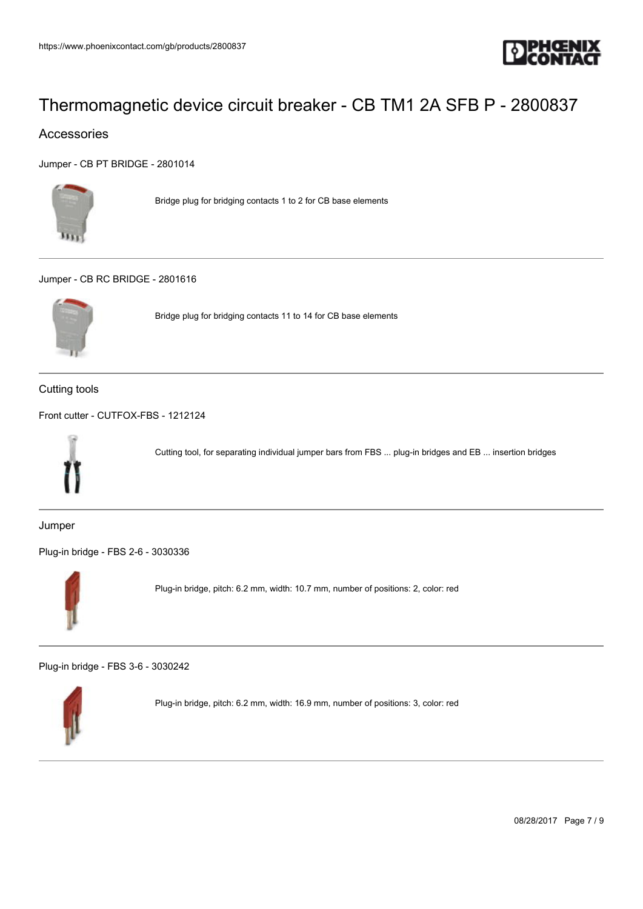# Thermomagnetic device circuit breaker - CB TM1 2A SFB P - 2800837

## Accessories

Jumper - CB PT BRIDGE - 2801014

Bridge plug for bridging contacts 1 to 2 for CB base elements

---

Jumper - CB RC BRIDGE - 2801616

Bridge plug for bridging contacts 11 to 14 for CB base elements

---

### Cutting tools

Front cutter - CUTFOX-FBS - 1212124

Cutting tool, for separating individual jumper bars from FBS ... plug-in bridges and EB ... insertion bridges

---

### Jumper

Plug-in bridge - FBS 2-6 - 3030336

Plug-in bridge, pitch: 6.2 mm, width: 10.7 mm, number of positions: 2, color: red

---

Plug-in bridge - FBS 3-6 - 3030242

Plug-in bridge, pitch: 6.2 mm, width: 16.9 mm, number of positions: 3, color: red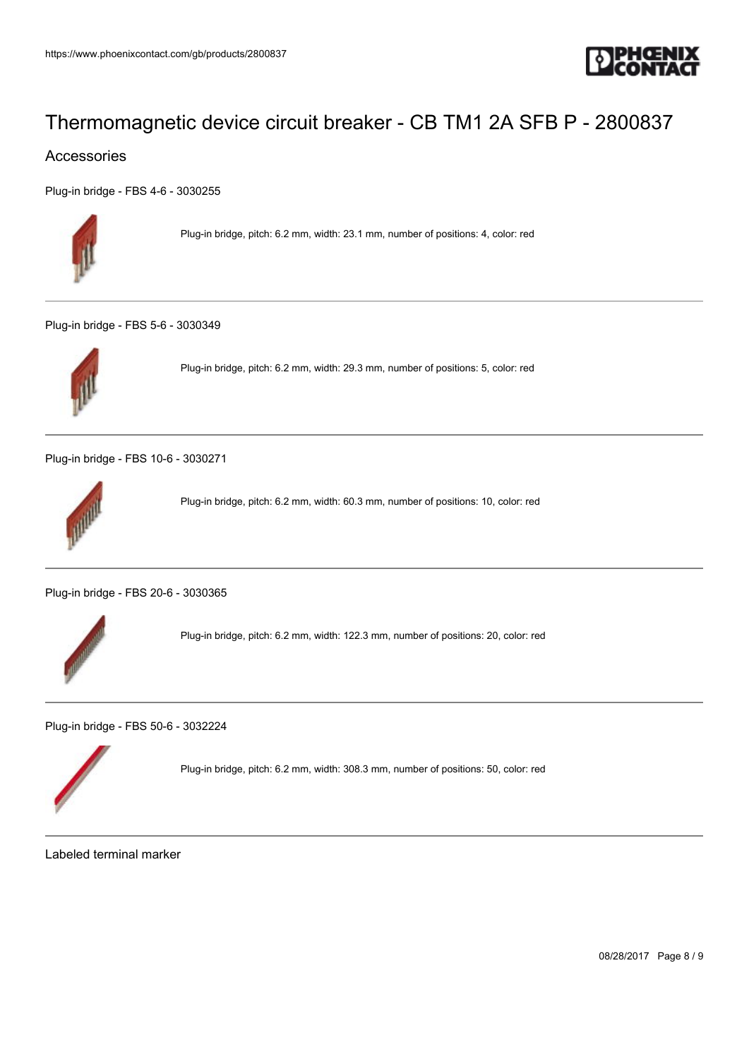# Thermomagnetic device circuit breaker - CB TM1 2A SFB P - 2800837

## Accessories

Plug-in bridge - FBS 4-6 - 3030255

Plug-in bridge, pitch: 6.2 mm, width: 23.1 mm, number of positions: 4, color: red

---

Plug-in bridge - FBS 5-6 - 3030349

Plug-in bridge, pitch: 6.2 mm, width: 29.3 mm, number of positions: 5, color: red

---

Plug-in bridge - FBS 10-6 - 3030271

Plug-in bridge, pitch: 6.2 mm, width: 60.3 mm, number of positions: 10, color: red

---

Plug-in bridge - FBS 20-6 - 3030365

Plug-in bridge, pitch: 6.2 mm, width: 122.3 mm, number of positions: 20, color: red

---

Plug-in bridge - FBS 50-6 - 3032224

Plug-in bridge, pitch: 6.2 mm, width: 308.3 mm, number of positions: 50, color: red

---

Labeled terminal marker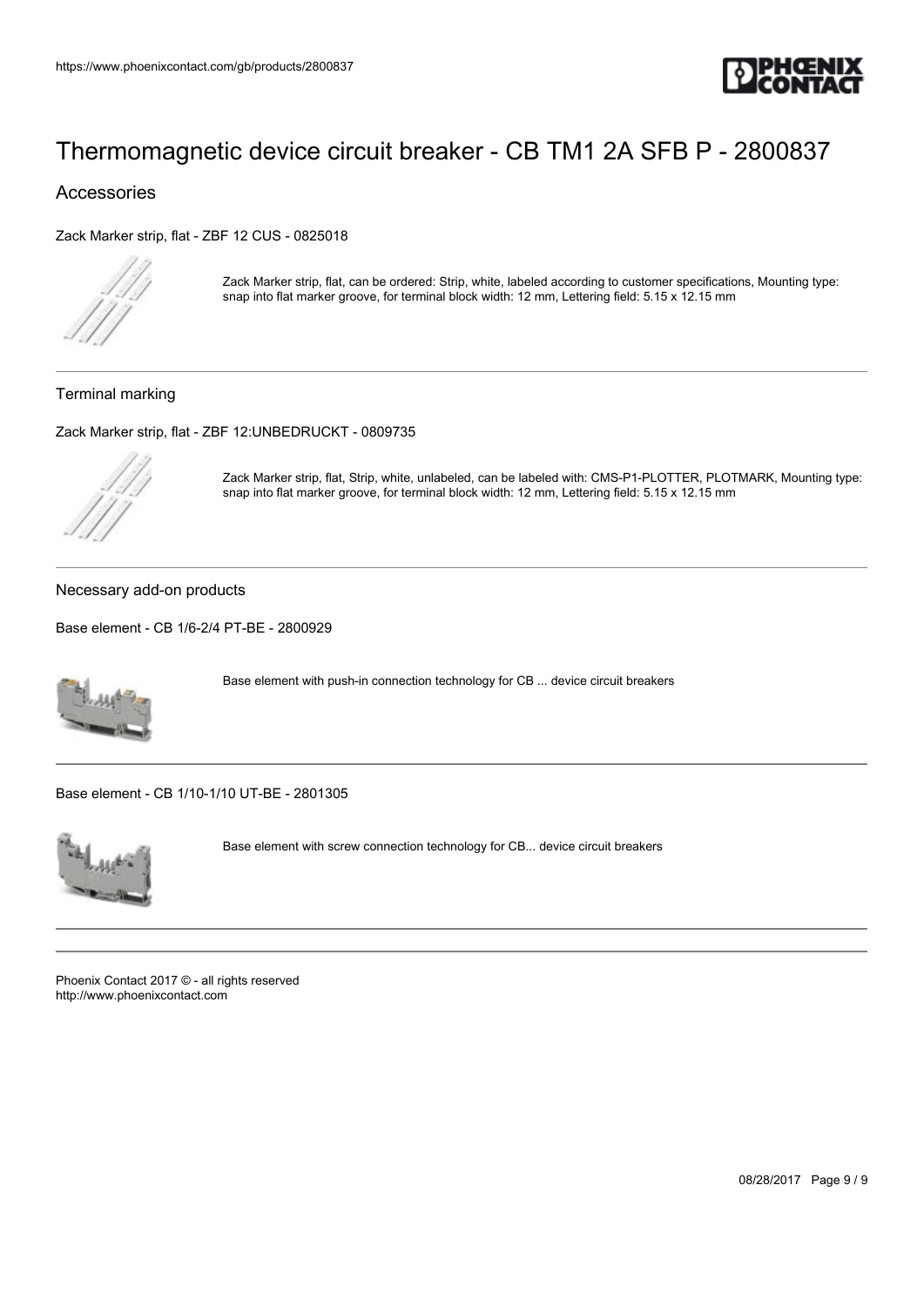# Thermomagnetic device circuit breaker - CB TM1 2A SFB P - 2800837

## Accessories

Zack Marker strip, flat - ZBF 12 CUS - 0825018

Zack Marker strip, flat, can be ordered: Strip, white, labeled according to customer specifications, Mounting type: snap into flat marker groove, for terminal block width: 12 mm, Lettering field: 5.15 x 12.15 mm

---

### Terminal marking

Zack Marker strip, flat - ZBF 12:UNBEDRUCKT - 0809735

Zack Marker strip, flat, Strip, white, unlabeled, can be labeled with: CMS-P1-PLOTTER, PLOTMARK, Mounting type: snap into flat marker groove, for terminal block width: 12 mm, Lettering field: 5.15 x 12.15 mm

---

### Necessary add-on products

Base element - CB 1/6-2/4 PT-BE - 2800929

Base element with push-in connection technology for CB ... device circuit breakers

---

Base element - CB 1/10-1/10 UT-BE - 2801305

Base element with screw connection technology for CB... device circuit breakers

---

Phoenix Contact 2017 © - all rights reserved
http://www.phoenixcontact.com